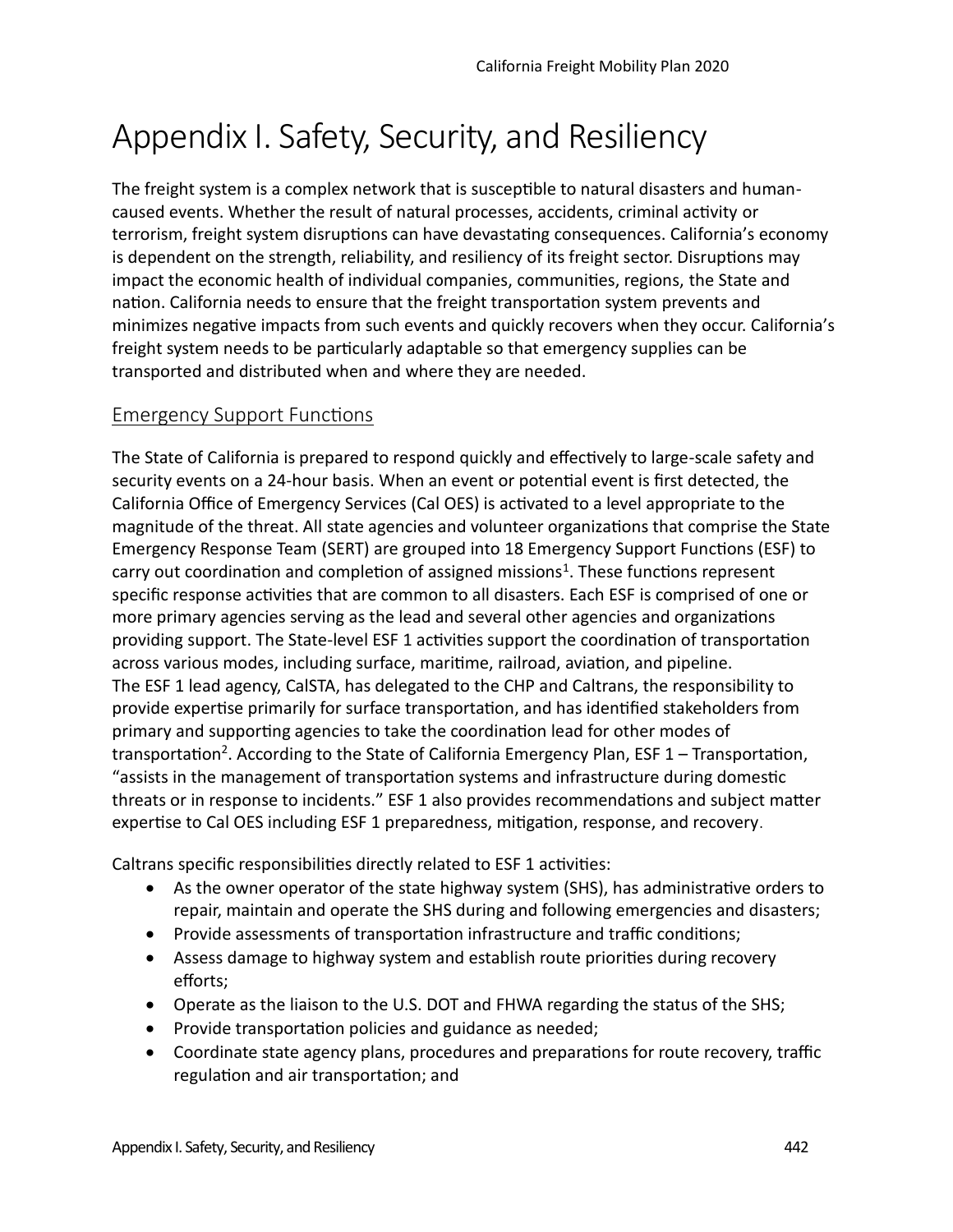# Appendix I. Safety, Security, and Resiliency

The freight system is a complex network that is susceptible to natural disasters and human-caused events. Whether the result of natural processes, accidents, criminal activity or terrorism, freight system disruptions can have devastating consequences. California's economy is dependent on the strength, reliability, and resiliency of its freight sector. Disruptions may impact the economic health of individual companies, communities, regions, the State and nation. California needs to ensure that the freight transportation system prevents and minimizes negative impacts from such events and quickly recovers when they occur. California's freight system needs to be particularly adaptable so that emergency supplies can be transported and distributed when and where they are needed.

## Emergency Support Functions

The State of California is prepared to respond quickly and effectively to large-scale safety and security events on a 24-hour basis. When an event or potential event is first detected, the California Office of Emergency Services (Cal OES) is activated to a level appropriate to the magnitude of the threat. All state agencies and volunteer organizations that comprise the State Emergency Response Team (SERT) are grouped into 18 Emergency Support Functions (ESF) to carry out coordination and completion of assigned missions[1]. These functions represent specific response activities that are common to all disasters. Each ESF is comprised of one or more primary agencies serving as the lead and several other agencies and organizations providing support. The State-level ESF 1 activities support the coordination of transportation across various modes, including surface, maritime, railroad, aviation, and pipeline.
The ESF 1 lead agency, CalSTA, has delegated to the CHP and Caltrans, the responsibility to provide expertise primarily for surface transportation, and has identified stakeholders from primary and supporting agencies to take the coordination lead for other modes of transportation[2]. According to the State of California Emergency Plan, ESF 1 – Transportation, "assists in the management of transportation systems and infrastructure during domestic threats or in response to incidents." ESF 1 also provides recommendations and subject matter expertise to Cal OES including ESF 1 preparedness, mitigation, response, and recovery.

Caltrans specific responsibilities directly related to ESF 1 activities:

- As the owner operator of the state highway system (SHS), has administrative orders to repair, maintain and operate the SHS during and following emergencies and disasters;
- Provide assessments of transportation infrastructure and traffic conditions;
- Assess damage to highway system and establish route priorities during recovery efforts;
- Operate as the liaison to the U.S. DOT and FHWA regarding the status of the SHS;
- Provide transportation policies and guidance as needed;
- Coordinate state agency plans, procedures and preparations for route recovery, traffic regulation and air transportation; and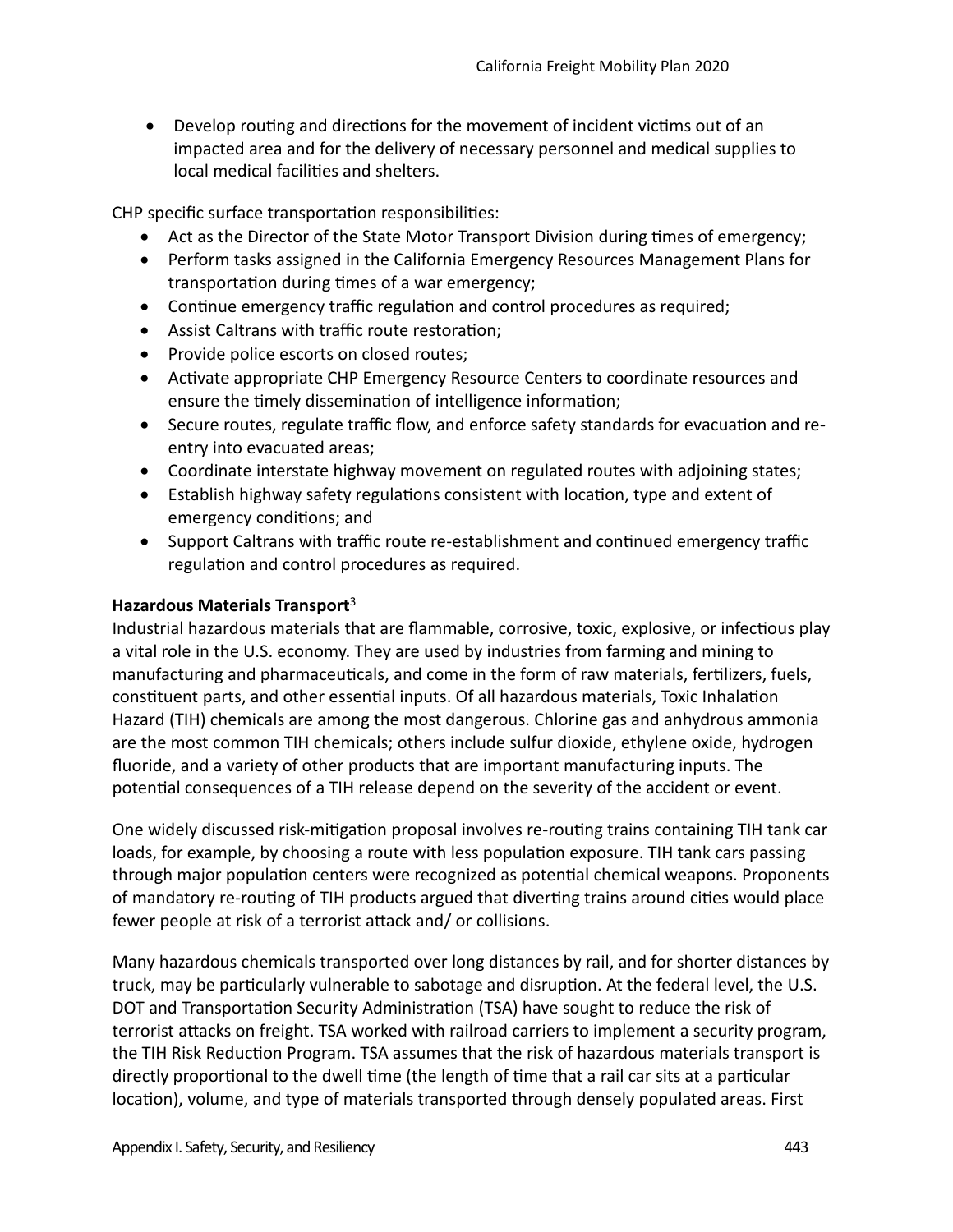- Develop routing and directions for the movement of incident victims out of an impacted area and for the delivery of necessary personnel and medical supplies to local medical facilities and shelters.

CHP specific surface transportation responsibilities:

- Act as the Director of the State Motor Transport Division during times of emergency;
- Perform tasks assigned in the California Emergency Resources Management Plans for transportation during times of a war emergency;
- Continue emergency traffic regulation and control procedures as required;
- Assist Caltrans with traffic route restoration;
- Provide police escorts on closed routes;
- Activate appropriate CHP Emergency Resource Centers to coordinate resources and ensure the timely dissemination of intelligence information;
- Secure routes, regulate traffic flow, and enforce safety standards for evacuation and re-entry into evacuated areas;
- Coordinate interstate highway movement on regulated routes with adjoining states;
- Establish highway safety regulations consistent with location, type and extent of emergency conditions; and
- Support Caltrans with traffic route re-establishment and continued emergency traffic regulation and control procedures as required.

**Hazardous Materials Transport**[3]

Industrial hazardous materials that are flammable, corrosive, toxic, explosive, or infectious play a vital role in the U.S. economy. They are used by industries from farming and mining to manufacturing and pharmaceuticals, and come in the form of raw materials, fertilizers, fuels, constituent parts, and other essential inputs. Of all hazardous materials, Toxic Inhalation Hazard (TIH) chemicals are among the most dangerous. Chlorine gas and anhydrous ammonia are the most common TIH chemicals; others include sulfur dioxide, ethylene oxide, hydrogen fluoride, and a variety of other products that are important manufacturing inputs. The potential consequences of a TIH release depend on the severity of the accident or event.

One widely discussed risk-mitigation proposal involves re-routing trains containing TIH tank car loads, for example, by choosing a route with less population exposure. TIH tank cars passing through major population centers were recognized as potential chemical weapons. Proponents of mandatory re-routing of TIH products argued that diverting trains around cities would place fewer people at risk of a terrorist attack and/ or collisions.

Many hazardous chemicals transported over long distances by rail, and for shorter distances by truck, may be particularly vulnerable to sabotage and disruption. At the federal level, the U.S. DOT and Transportation Security Administration (TSA) have sought to reduce the risk of terrorist attacks on freight. TSA worked with railroad carriers to implement a security program, the TIH Risk Reduction Program. TSA assumes that the risk of hazardous materials transport is directly proportional to the dwell time (the length of time that a rail car sits at a particular location), volume, and type of materials transported through densely populated areas. First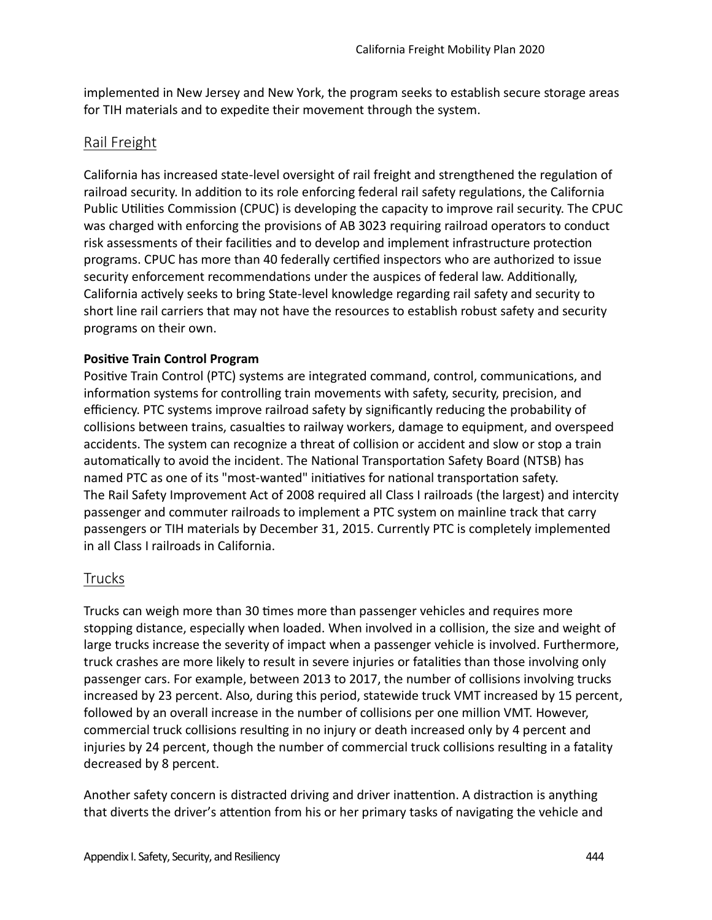implemented in New Jersey and New York, the program seeks to establish secure storage areas for TIH materials and to expedite their movement through the system.

## Rail Freight

California has increased state-level oversight of rail freight and strengthened the regulation of railroad security. In addition to its role enforcing federal rail safety regulations, the California Public Utilities Commission (CPUC) is developing the capacity to improve rail security. The CPUC was charged with enforcing the provisions of AB 3023 requiring railroad operators to conduct risk assessments of their facilities and to develop and implement infrastructure protection programs. CPUC has more than 40 federally certified inspectors who are authorized to issue security enforcement recommendations under the auspices of federal law. Additionally, California actively seeks to bring State-level knowledge regarding rail safety and security to short line rail carriers that may not have the resources to establish robust safety and security programs on their own.

**Positive Train Control Program**

Positive Train Control (PTC) systems are integrated command, control, communications, and information systems for controlling train movements with safety, security, precision, and efficiency. PTC systems improve railroad safety by significantly reducing the probability of collisions between trains, casualties to railway workers, damage to equipment, and overspeed accidents. The system can recognize a threat of collision or accident and slow or stop a train automatically to avoid the incident. The National Transportation Safety Board (NTSB) has named PTC as one of its "most-wanted" initiatives for national transportation safety. The Rail Safety Improvement Act of 2008 required all Class I railroads (the largest) and intercity passenger and commuter railroads to implement a PTC system on mainline track that carry passengers or TIH materials by December 31, 2015. Currently PTC is completely implemented in all Class I railroads in California.

## Trucks

Trucks can weigh more than 30 times more than passenger vehicles and requires more stopping distance, especially when loaded. When involved in a collision, the size and weight of large trucks increase the severity of impact when a passenger vehicle is involved. Furthermore, truck crashes are more likely to result in severe injuries or fatalities than those involving only passenger cars. For example, between 2013 to 2017, the number of collisions involving trucks increased by 23 percent. Also, during this period, statewide truck VMT increased by 15 percent, followed by an overall increase in the number of collisions per one million VMT. However, commercial truck collisions resulting in no injury or death increased only by 4 percent and injuries by 24 percent, though the number of commercial truck collisions resulting in a fatality decreased by 8 percent.

Another safety concern is distracted driving and driver inattention. A distraction is anything that diverts the driver's attention from his or her primary tasks of navigating the vehicle and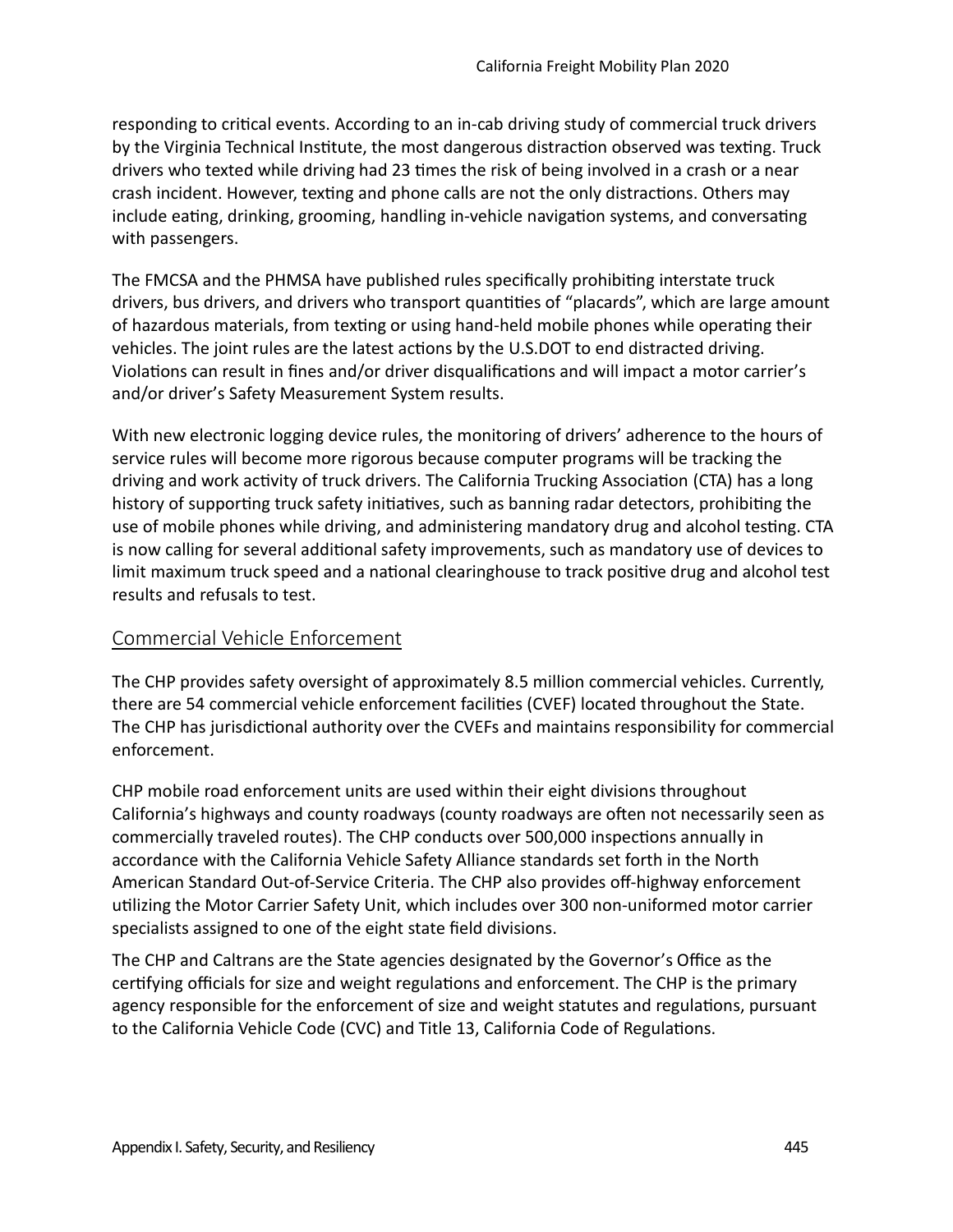responding to critical events. According to an in-cab driving study of commercial truck drivers by the Virginia Technical Institute, the most dangerous distraction observed was texting. Truck drivers who texted while driving had 23 times the risk of being involved in a crash or a near crash incident. However, texting and phone calls are not the only distractions. Others may include eating, drinking, grooming, handling in-vehicle navigation systems, and conversating with passengers.

The FMCSA and the PHMSA have published rules specifically prohibiting interstate truck drivers, bus drivers, and drivers who transport quantities of "placards", which are large amount of hazardous materials, from texting or using hand-held mobile phones while operating their vehicles. The joint rules are the latest actions by the U.S.DOT to end distracted driving. Violations can result in fines and/or driver disqualifications and will impact a motor carrier's and/or driver's Safety Measurement System results.

With new electronic logging device rules, the monitoring of drivers' adherence to the hours of service rules will become more rigorous because computer programs will be tracking the driving and work activity of truck drivers. The California Trucking Association (CTA) has a long history of supporting truck safety initiatives, such as banning radar detectors, prohibiting the use of mobile phones while driving, and administering mandatory drug and alcohol testing. CTA is now calling for several additional safety improvements, such as mandatory use of devices to limit maximum truck speed and a national clearinghouse to track positive drug and alcohol test results and refusals to test.

## Commercial Vehicle Enforcement

The CHP provides safety oversight of approximately 8.5 million commercial vehicles. Currently, there are 54 commercial vehicle enforcement facilities (CVEF) located throughout the State. The CHP has jurisdictional authority over the CVEFs and maintains responsibility for commercial enforcement.

CHP mobile road enforcement units are used within their eight divisions throughout California's highways and county roadways (county roadways are often not necessarily seen as commercially traveled routes). The CHP conducts over 500,000 inspections annually in accordance with the California Vehicle Safety Alliance standards set forth in the North American Standard Out-of-Service Criteria. The CHP also provides off-highway enforcement utilizing the Motor Carrier Safety Unit, which includes over 300 non-uniformed motor carrier specialists assigned to one of the eight state field divisions.

The CHP and Caltrans are the State agencies designated by the Governor's Office as the certifying officials for size and weight regulations and enforcement. The CHP is the primary agency responsible for the enforcement of size and weight statutes and regulations, pursuant to the California Vehicle Code (CVC) and Title 13, California Code of Regulations.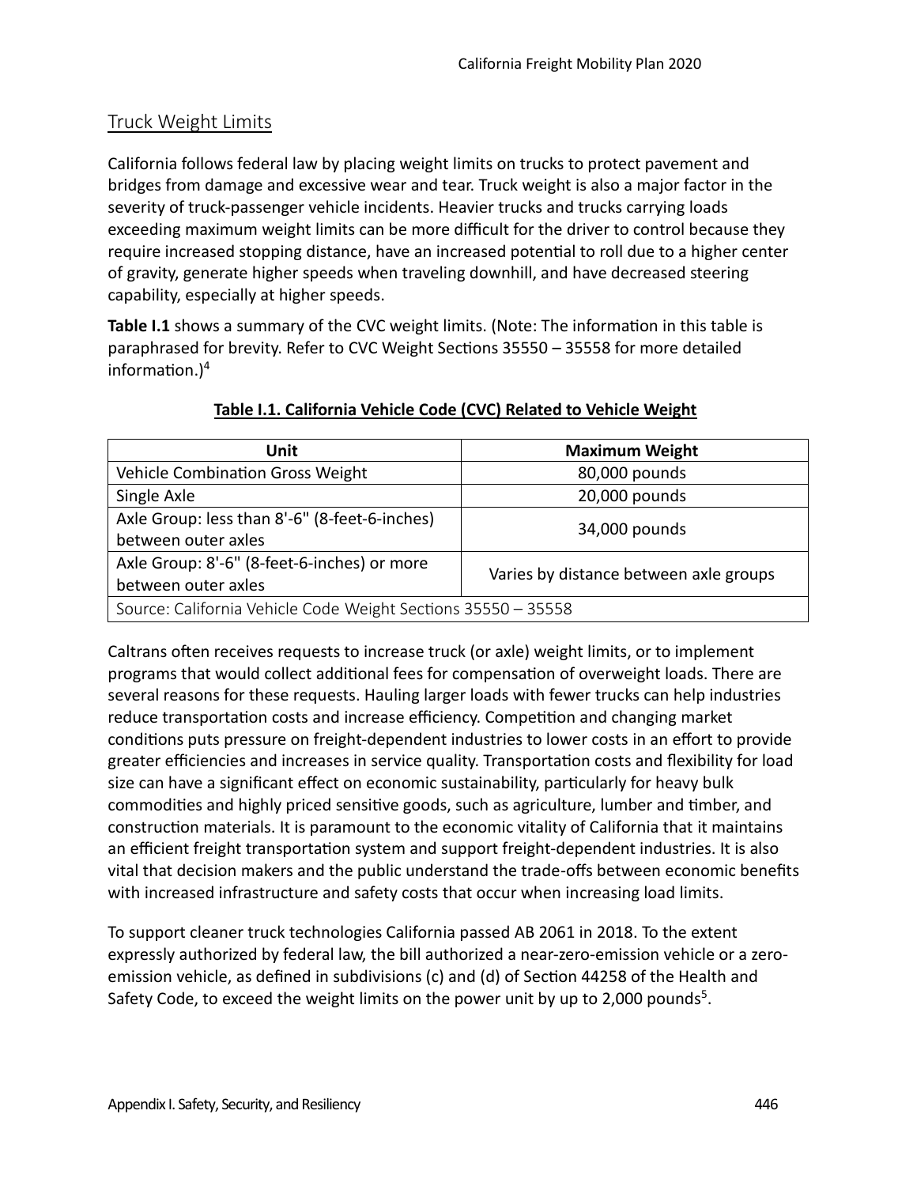## Truck Weight Limits

California follows federal law by placing weight limits on trucks to protect pavement and bridges from damage and excessive wear and tear. Truck weight is also a major factor in the severity of truck-passenger vehicle incidents. Heavier trucks and trucks carrying loads exceeding maximum weight limits can be more difficult for the driver to control because they require increased stopping distance, have an increased potential to roll due to a higher center of gravity, generate higher speeds when traveling downhill, and have decreased steering capability, especially at higher speeds.

**Table I.1** shows a summary of the CVC weight limits. (Note: The information in this table is paraphrased for brevity. Refer to CVC Weight Sections 35550 – 35558 for more detailed information.)[4]

**Table I.1. California Vehicle Code (CVC) Related to Vehicle Weight**

| Unit | Maximum Weight |
|---|---|
| Vehicle Combination Gross Weight | 80,000 pounds |
| Single Axle | 20,000 pounds |
| Axle Group: less than 8'-6" (8-feet-6-inches) between outer axles | 34,000 pounds |
| Axle Group: 8'-6" (8-feet-6-inches) or more between outer axles | Varies by distance between axle groups |
| Source: California Vehicle Code Weight Sections 35550 – 35558 | |

Caltrans often receives requests to increase truck (or axle) weight limits, or to implement programs that would collect additional fees for compensation of overweight loads. There are several reasons for these requests. Hauling larger loads with fewer trucks can help industries reduce transportation costs and increase efficiency. Competition and changing market conditions puts pressure on freight-dependent industries to lower costs in an effort to provide greater efficiencies and increases in service quality. Transportation costs and flexibility for load size can have a significant effect on economic sustainability, particularly for heavy bulk commodities and highly priced sensitive goods, such as agriculture, lumber and timber, and construction materials. It is paramount to the economic vitality of California that it maintains an efficient freight transportation system and support freight-dependent industries. It is also vital that decision makers and the public understand the trade-offs between economic benefits with increased infrastructure and safety costs that occur when increasing load limits.

To support cleaner truck technologies California passed AB 2061 in 2018. To the extent expressly authorized by federal law, the bill authorized a near-zero-emission vehicle or a zero-emission vehicle, as defined in subdivisions (c) and (d) of Section 44258 of the Health and Safety Code, to exceed the weight limits on the power unit by up to 2,000 pounds[5].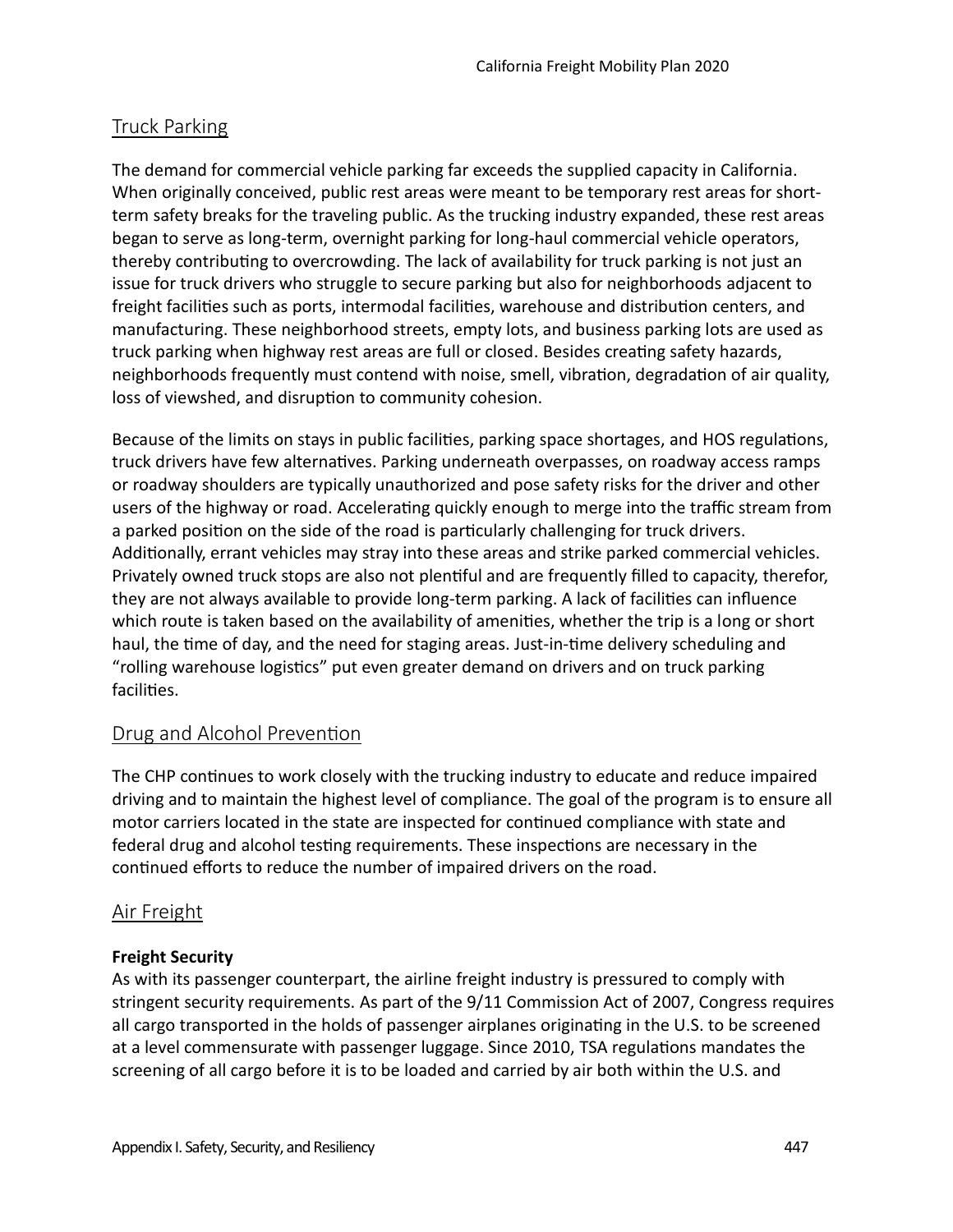## Truck Parking

The demand for commercial vehicle parking far exceeds the supplied capacity in California. When originally conceived, public rest areas were meant to be temporary rest areas for short-term safety breaks for the traveling public. As the trucking industry expanded, these rest areas began to serve as long-term, overnight parking for long-haul commercial vehicle operators, thereby contributing to overcrowding. The lack of availability for truck parking is not just an issue for truck drivers who struggle to secure parking but also for neighborhoods adjacent to freight facilities such as ports, intermodal facilities, warehouse and distribution centers, and manufacturing. These neighborhood streets, empty lots, and business parking lots are used as truck parking when highway rest areas are full or closed. Besides creating safety hazards, neighborhoods frequently must contend with noise, smell, vibration, degradation of air quality, loss of viewshed, and disruption to community cohesion.

Because of the limits on stays in public facilities, parking space shortages, and HOS regulations, truck drivers have few alternatives. Parking underneath overpasses, on roadway access ramps or roadway shoulders are typically unauthorized and pose safety risks for the driver and other users of the highway or road. Accelerating quickly enough to merge into the traffic stream from a parked position on the side of the road is particularly challenging for truck drivers. Additionally, errant vehicles may stray into these areas and strike parked commercial vehicles. Privately owned truck stops are also not plentiful and are frequently filled to capacity, therefor, they are not always available to provide long-term parking. A lack of facilities can influence which route is taken based on the availability of amenities, whether the trip is a long or short haul, the time of day, and the need for staging areas. Just-in-time delivery scheduling and "rolling warehouse logistics" put even greater demand on drivers and on truck parking facilities.

## Drug and Alcohol Prevention

The CHP continues to work closely with the trucking industry to educate and reduce impaired driving and to maintain the highest level of compliance. The goal of the program is to ensure all motor carriers located in the state are inspected for continued compliance with state and federal drug and alcohol testing requirements. These inspections are necessary in the continued efforts to reduce the number of impaired drivers on the road.

## Air Freight

**Freight Security**

As with its passenger counterpart, the airline freight industry is pressured to comply with stringent security requirements. As part of the 9/11 Commission Act of 2007, Congress requires all cargo transported in the holds of passenger airplanes originating in the U.S. to be screened at a level commensurate with passenger luggage. Since 2010, TSA regulations mandates the screening of all cargo before it is to be loaded and carried by air both within the U.S. and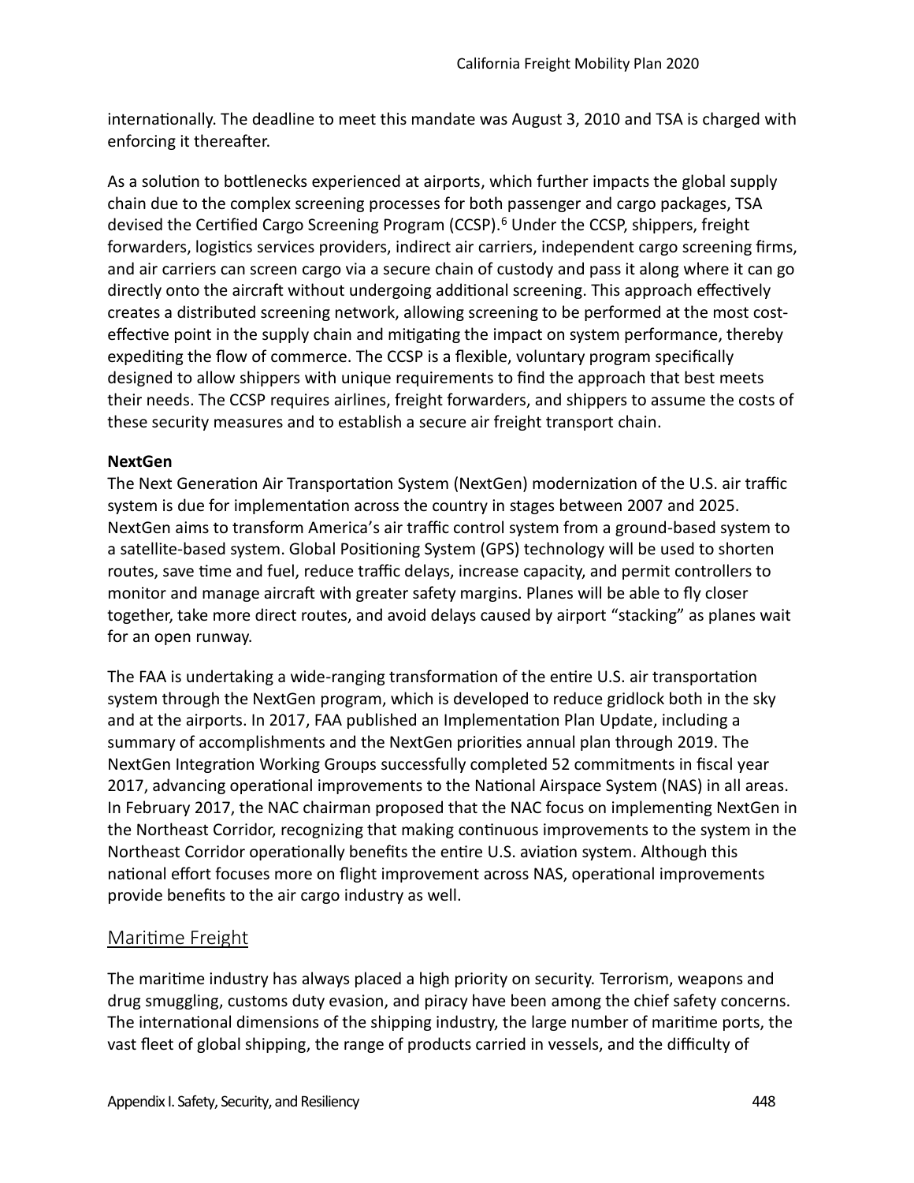internationally. The deadline to meet this mandate was August 3, 2010 and TSA is charged with enforcing it thereafter.

As a solution to bottlenecks experienced at airports, which further impacts the global supply chain due to the complex screening processes for both passenger and cargo packages, TSA devised the Certified Cargo Screening Program (CCSP).[6] Under the CCSP, shippers, freight forwarders, logistics services providers, indirect air carriers, independent cargo screening firms, and air carriers can screen cargo via a secure chain of custody and pass it along where it can go directly onto the aircraft without undergoing additional screening. This approach effectively creates a distributed screening network, allowing screening to be performed at the most cost-effective point in the supply chain and mitigating the impact on system performance, thereby expediting the flow of commerce. The CCSP is a flexible, voluntary program specifically designed to allow shippers with unique requirements to find the approach that best meets their needs. The CCSP requires airlines, freight forwarders, and shippers to assume the costs of these security measures and to establish a secure air freight transport chain.

**NextGen**

The Next Generation Air Transportation System (NextGen) modernization of the U.S. air traffic system is due for implementation across the country in stages between 2007 and 2025. NextGen aims to transform America's air traffic control system from a ground-based system to a satellite-based system. Global Positioning System (GPS) technology will be used to shorten routes, save time and fuel, reduce traffic delays, increase capacity, and permit controllers to monitor and manage aircraft with greater safety margins. Planes will be able to fly closer together, take more direct routes, and avoid delays caused by airport "stacking" as planes wait for an open runway.

The FAA is undertaking a wide-ranging transformation of the entire U.S. air transportation system through the NextGen program, which is developed to reduce gridlock both in the sky and at the airports. In 2017, FAA published an Implementation Plan Update, including a summary of accomplishments and the NextGen priorities annual plan through 2019. The NextGen Integration Working Groups successfully completed 52 commitments in fiscal year 2017, advancing operational improvements to the National Airspace System (NAS) in all areas. In February 2017, the NAC chairman proposed that the NAC focus on implementing NextGen in the Northeast Corridor, recognizing that making continuous improvements to the system in the Northeast Corridor operationally benefits the entire U.S. aviation system. Although this national effort focuses more on flight improvement across NAS, operational improvements provide benefits to the air cargo industry as well.

## Maritime Freight

The maritime industry has always placed a high priority on security. Terrorism, weapons and drug smuggling, customs duty evasion, and piracy have been among the chief safety concerns. The international dimensions of the shipping industry, the large number of maritime ports, the vast fleet of global shipping, the range of products carried in vessels, and the difficulty of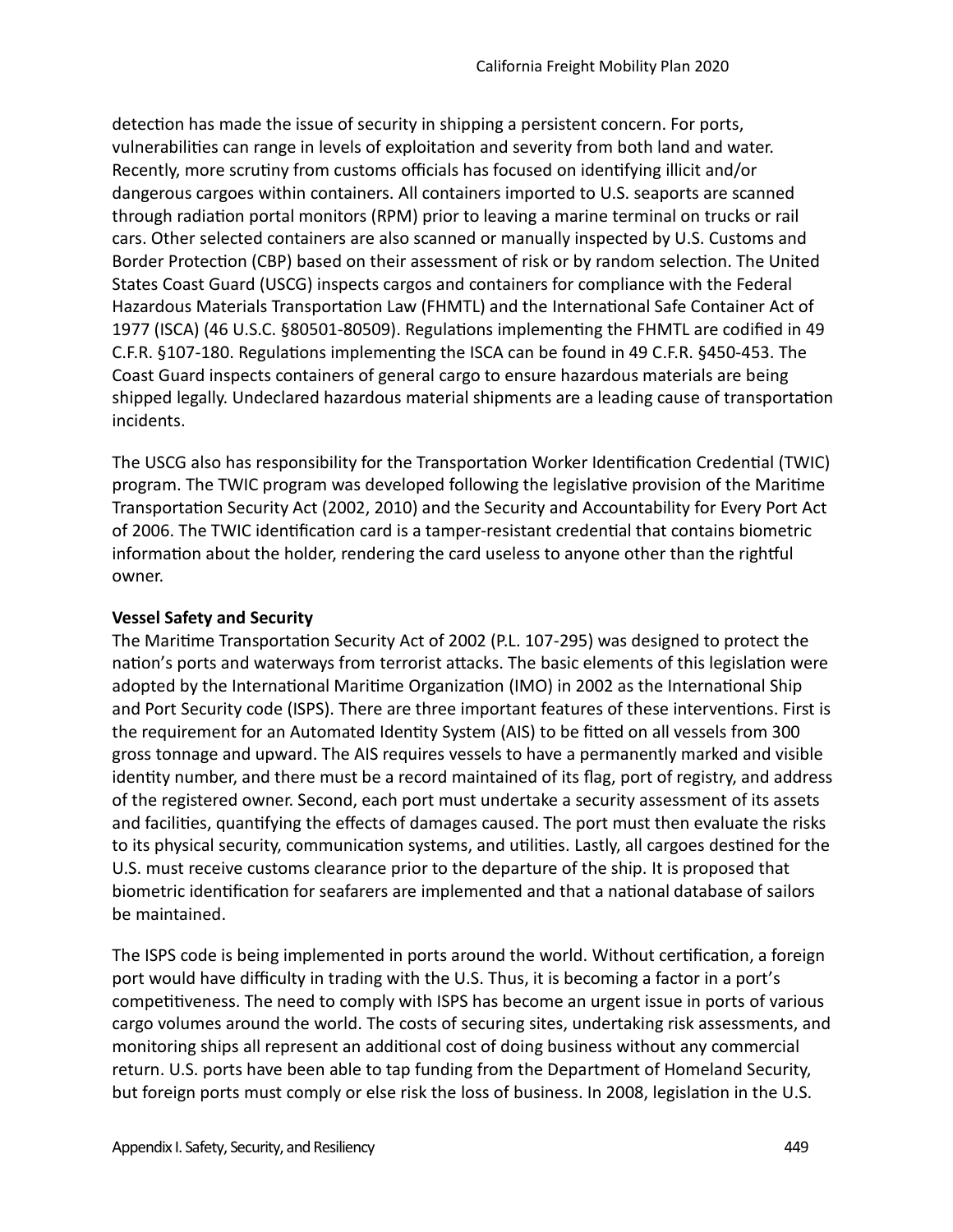detection has made the issue of security in shipping a persistent concern. For ports, vulnerabilities can range in levels of exploitation and severity from both land and water. Recently, more scrutiny from customs officials has focused on identifying illicit and/or dangerous cargoes within containers. All containers imported to U.S. seaports are scanned through radiation portal monitors (RPM) prior to leaving a marine terminal on trucks or rail cars. Other selected containers are also scanned or manually inspected by U.S. Customs and Border Protection (CBP) based on their assessment of risk or by random selection. The United States Coast Guard (USCG) inspects cargos and containers for compliance with the Federal Hazardous Materials Transportation Law (FHMTL) and the International Safe Container Act of 1977 (ISCA) (46 U.S.C. §80501-80509). Regulations implementing the FHMTL are codified in 49 C.F.R. §107-180. Regulations implementing the ISCA can be found in 49 C.F.R. §450-453. The Coast Guard inspects containers of general cargo to ensure hazardous materials are being shipped legally. Undeclared hazardous material shipments are a leading cause of transportation incidents.

The USCG also has responsibility for the Transportation Worker Identification Credential (TWIC) program. The TWIC program was developed following the legislative provision of the Maritime Transportation Security Act (2002, 2010) and the Security and Accountability for Every Port Act of 2006. The TWIC identification card is a tamper-resistant credential that contains biometric information about the holder, rendering the card useless to anyone other than the rightful owner.

**Vessel Safety and Security**

The Maritime Transportation Security Act of 2002 (P.L. 107-295) was designed to protect the nation's ports and waterways from terrorist attacks. The basic elements of this legislation were adopted by the International Maritime Organization (IMO) in 2002 as the International Ship and Port Security code (ISPS). There are three important features of these interventions. First is the requirement for an Automated Identity System (AIS) to be fitted on all vessels from 300 gross tonnage and upward. The AIS requires vessels to have a permanently marked and visible identity number, and there must be a record maintained of its flag, port of registry, and address of the registered owner. Second, each port must undertake a security assessment of its assets and facilities, quantifying the effects of damages caused. The port must then evaluate the risks to its physical security, communication systems, and utilities. Lastly, all cargoes destined for the U.S. must receive customs clearance prior to the departure of the ship. It is proposed that biometric identification for seafarers are implemented and that a national database of sailors be maintained.

The ISPS code is being implemented in ports around the world. Without certification, a foreign port would have difficulty in trading with the U.S. Thus, it is becoming a factor in a port's competitiveness. The need to comply with ISPS has become an urgent issue in ports of various cargo volumes around the world. The costs of securing sites, undertaking risk assessments, and monitoring ships all represent an additional cost of doing business without any commercial return. U.S. ports have been able to tap funding from the Department of Homeland Security, but foreign ports must comply or else risk the loss of business. In 2008, legislation in the U.S.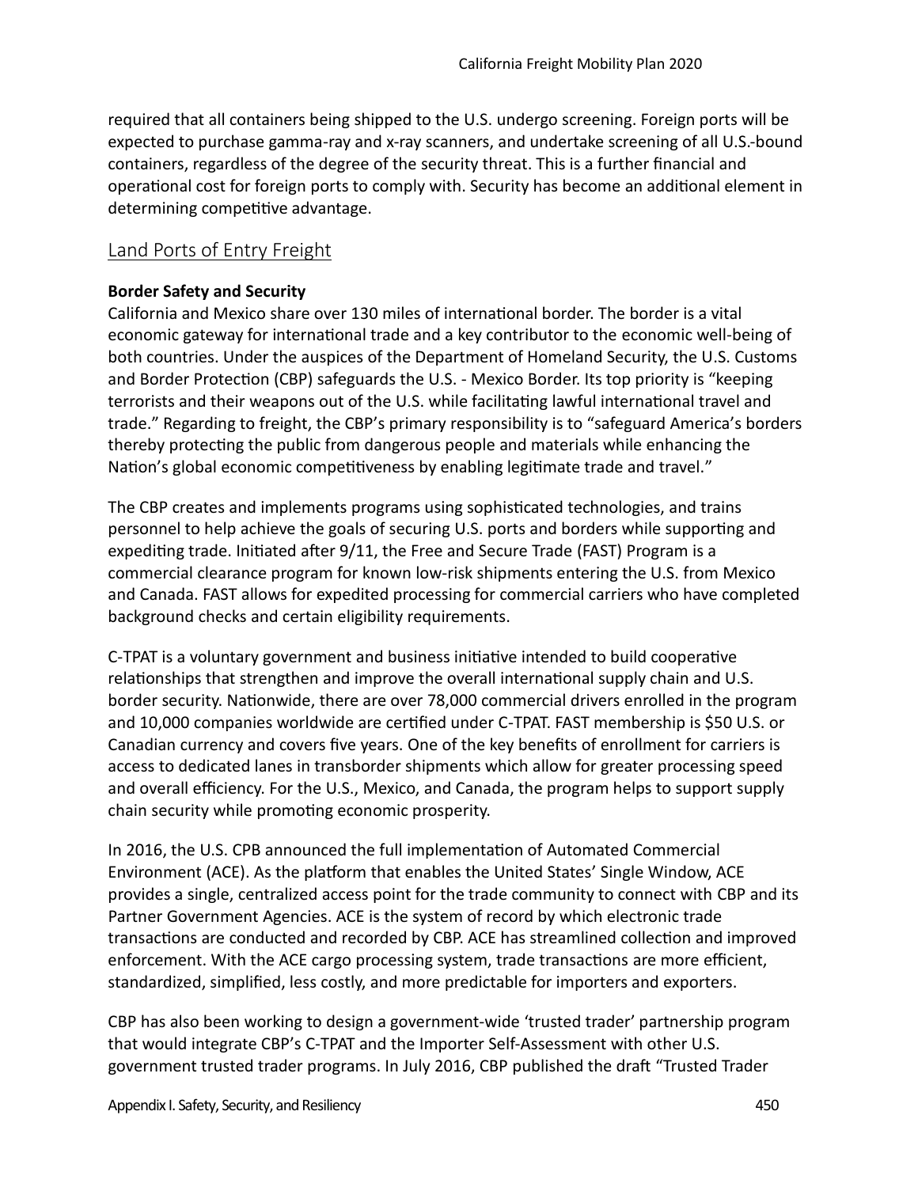required that all containers being shipped to the U.S. undergo screening. Foreign ports will be expected to purchase gamma-ray and x-ray scanners, and undertake screening of all U.S.-bound containers, regardless of the degree of the security threat. This is a further financial and operational cost for foreign ports to comply with. Security has become an additional element in determining competitive advantage.

## Land Ports of Entry Freight

**Border Safety and Security**

California and Mexico share over 130 miles of international border. The border is a vital economic gateway for international trade and a key contributor to the economic well-being of both countries. Under the auspices of the Department of Homeland Security, the U.S. Customs and Border Protection (CBP) safeguards the U.S. - Mexico Border. Its top priority is "keeping terrorists and their weapons out of the U.S. while facilitating lawful international travel and trade." Regarding to freight, the CBP's primary responsibility is to "safeguard America's borders thereby protecting the public from dangerous people and materials while enhancing the Nation's global economic competitiveness by enabling legitimate trade and travel."

The CBP creates and implements programs using sophisticated technologies, and trains personnel to help achieve the goals of securing U.S. ports and borders while supporting and expediting trade. Initiated after 9/11, the Free and Secure Trade (FAST) Program is a commercial clearance program for known low-risk shipments entering the U.S. from Mexico and Canada. FAST allows for expedited processing for commercial carriers who have completed background checks and certain eligibility requirements.

C-TPAT is a voluntary government and business initiative intended to build cooperative relationships that strengthen and improve the overall international supply chain and U.S. border security. Nationwide, there are over 78,000 commercial drivers enrolled in the program and 10,000 companies worldwide are certified under C-TPAT. FAST membership is $50 U.S. or Canadian currency and covers five years. One of the key benefits of enrollment for carriers is access to dedicated lanes in transborder shipments which allow for greater processing speed and overall efficiency. For the U.S., Mexico, and Canada, the program helps to support supply chain security while promoting economic prosperity.

In 2016, the U.S. CPB announced the full implementation of Automated Commercial Environment (ACE). As the platform that enables the United States' Single Window, ACE provides a single, centralized access point for the trade community to connect with CBP and its Partner Government Agencies. ACE is the system of record by which electronic trade transactions are conducted and recorded by CBP. ACE has streamlined collection and improved enforcement. With the ACE cargo processing system, trade transactions are more efficient, standardized, simplified, less costly, and more predictable for importers and exporters.

CBP has also been working to design a government-wide 'trusted trader' partnership program that would integrate CBP's C-TPAT and the Importer Self-Assessment with other U.S. government trusted trader programs. In July 2016, CBP published the draft "Trusted Trader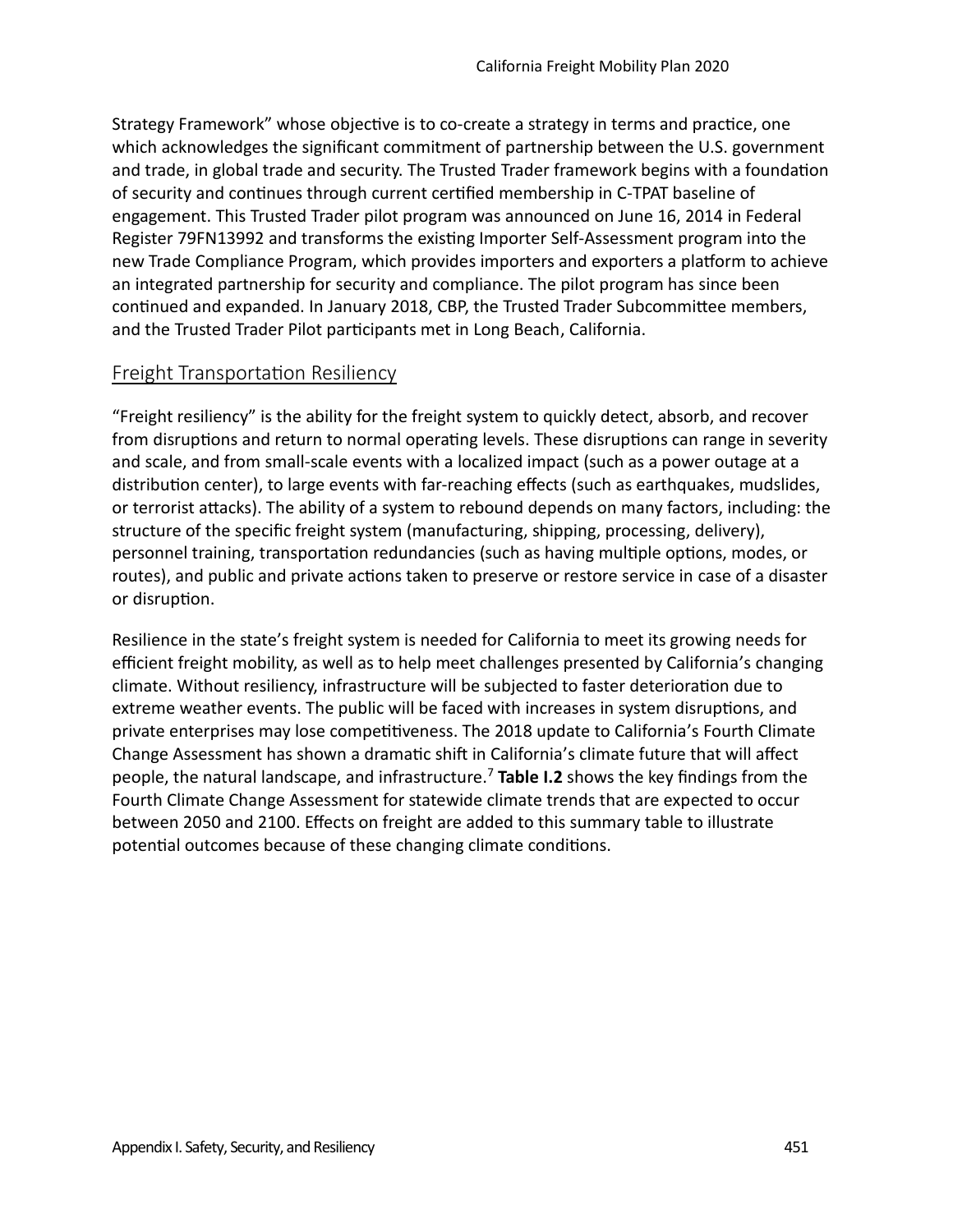Strategy Framework" whose objective is to co-create a strategy in terms and practice, one which acknowledges the significant commitment of partnership between the U.S. government and trade, in global trade and security. The Trusted Trader framework begins with a foundation of security and continues through current certified membership in C-TPAT baseline of engagement. This Trusted Trader pilot program was announced on June 16, 2014 in Federal Register 79FN13992 and transforms the existing Importer Self-Assessment program into the new Trade Compliance Program, which provides importers and exporters a platform to achieve an integrated partnership for security and compliance. The pilot program has since been continued and expanded. In January 2018, CBP, the Trusted Trader Subcommittee members, and the Trusted Trader Pilot participants met in Long Beach, California.

## Freight Transportation Resiliency

"Freight resiliency" is the ability for the freight system to quickly detect, absorb, and recover from disruptions and return to normal operating levels. These disruptions can range in severity and scale, and from small-scale events with a localized impact (such as a power outage at a distribution center), to large events with far-reaching effects (such as earthquakes, mudslides, or terrorist attacks). The ability of a system to rebound depends on many factors, including: the structure of the specific freight system (manufacturing, shipping, processing, delivery), personnel training, transportation redundancies (such as having multiple options, modes, or routes), and public and private actions taken to preserve or restore service in case of a disaster or disruption.

Resilience in the state's freight system is needed for California to meet its growing needs for efficient freight mobility, as well as to help meet challenges presented by California's changing climate. Without resiliency, infrastructure will be subjected to faster deterioration due to extreme weather events. The public will be faced with increases in system disruptions, and private enterprises may lose competitiveness. The 2018 update to California's Fourth Climate Change Assessment has shown a dramatic shift in California's climate future that will affect people, the natural landscape, and infrastructure.[7] **Table I.2** shows the key findings from the Fourth Climate Change Assessment for statewide climate trends that are expected to occur between 2050 and 2100. Effects on freight are added to this summary table to illustrate potential outcomes because of these changing climate conditions.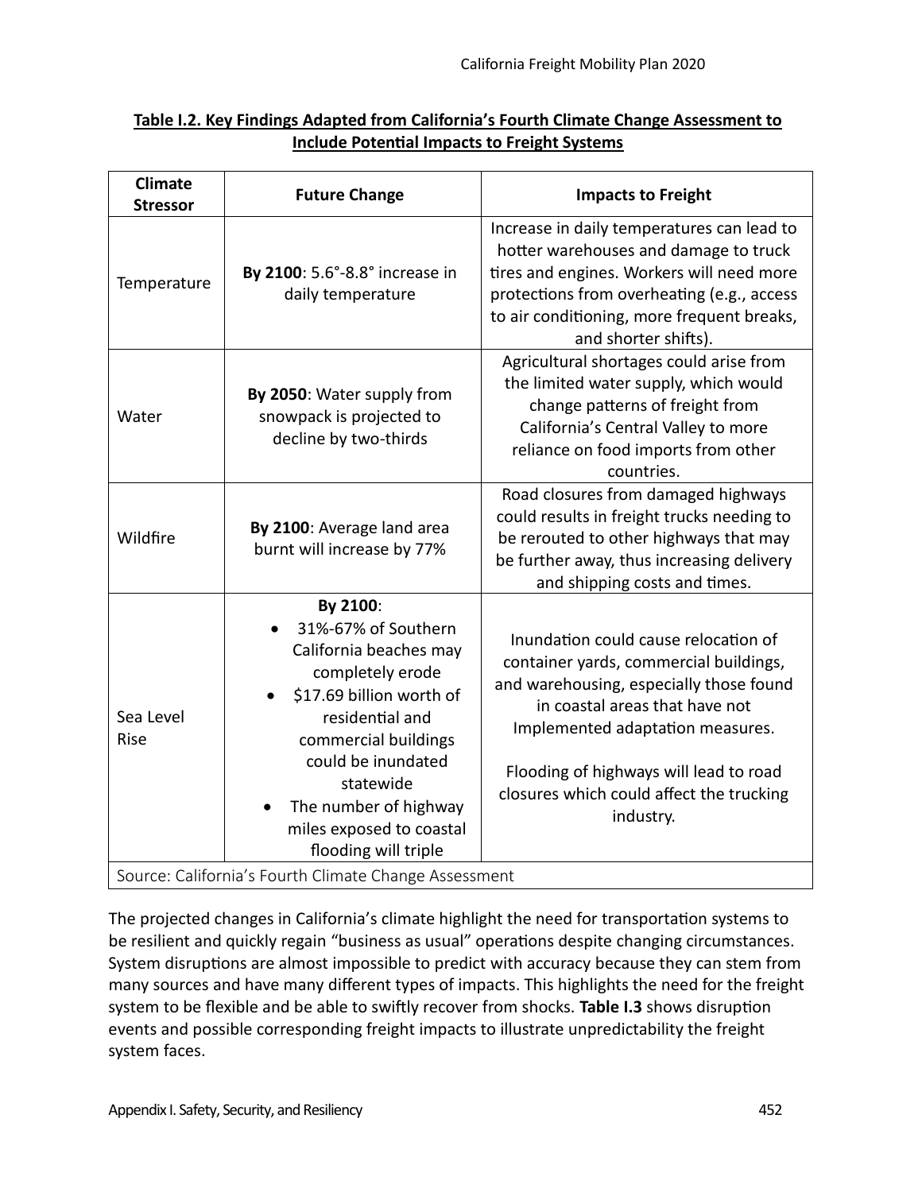**Table I.2. Key Findings Adapted from California's Fourth Climate Change Assessment to Include Potential Impacts to Freight Systems**

| Climate Stressor | Future Change | Impacts to Freight |
|---|---|---|
| Temperature | **By 2100**: 5.6°-8.8° increase in daily temperature | Increase in daily temperatures can lead to hotter warehouses and damage to truck tires and engines. Workers will need more protections from overheating (e.g., access to air conditioning, more frequent breaks, and shorter shifts). |
| Water | **By 2050**: Water supply from snowpack is projected to decline by two-thirds | Agricultural shortages could arise from the limited water supply, which would change patterns of freight from California's Central Valley to more reliance on food imports from other countries. |
| Wildfire | **By 2100**: Average land area burnt will increase by 77% | Road closures from damaged highways could results in freight trucks needing to be rerouted to other highways that may be further away, thus increasing delivery and shipping costs and times. |
| Sea Level Rise | **By 2100**: <br>• 31%-67% of Southern California beaches may completely erode<br>• $17.69 billion worth of residential and commercial buildings could be inundated statewide<br>• The number of highway miles exposed to coastal flooding will triple | Inundation could cause relocation of container yards, commercial buildings, and warehousing, especially those found in coastal areas that have not Implemented adaptation measures.<br><br>Flooding of highways will lead to road closures which could affect the trucking industry. |
| Source: California's Fourth Climate Change Assessment | | |

The projected changes in California's climate highlight the need for transportation systems to be resilient and quickly regain "business as usual" operations despite changing circumstances. System disruptions are almost impossible to predict with accuracy because they can stem from many sources and have many different types of impacts. This highlights the need for the freight system to be flexible and be able to swiftly recover from shocks. **Table I.3** shows disruption events and possible corresponding freight impacts to illustrate unpredictability the freight system faces.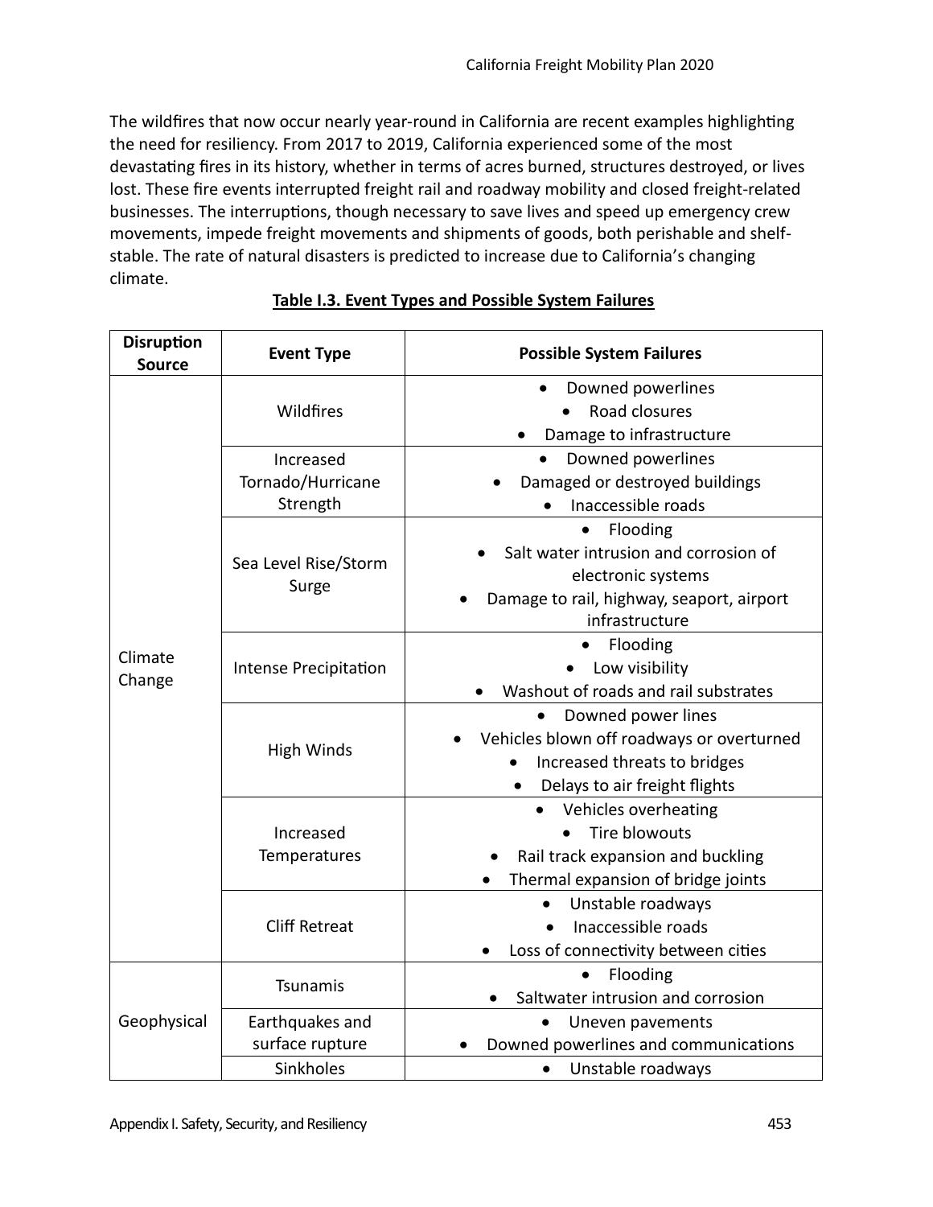The wildfires that now occur nearly year-round in California are recent examples highlighting the need for resiliency. From 2017 to 2019, California experienced some of the most devastating fires in its history, whether in terms of acres burned, structures destroyed, or lives lost. These fire events interrupted freight rail and roadway mobility and closed freight-related businesses. The interruptions, though necessary to save lives and speed up emergency crew movements, impede freight movements and shipments of goods, both perishable and shelf-stable. The rate of natural disasters is predicted to increase due to California's changing climate.

**Table I.3. Event Types and Possible System Failures**

| Disruption Source | Event Type | Possible System Failures |
|---|---|---|
| Climate Change | Wildfires | • Downed powerlines<br>• Road closures<br>• Damage to infrastructure |
| | Increased Tornado/Hurricane Strength | • Downed powerlines<br>• Damaged or destroyed buildings<br>• Inaccessible roads |
| | Sea Level Rise/Storm Surge | • Flooding<br>• Salt water intrusion and corrosion of electronic systems<br>• Damage to rail, highway, seaport, airport infrastructure |
| | Intense Precipitation | • Flooding<br>• Low visibility<br>• Washout of roads and rail substrates |
| | High Winds | • Downed power lines<br>• Vehicles blown off roadways or overturned<br>• Increased threats to bridges<br>• Delays to air freight flights |
| | Increased Temperatures | • Vehicles overheating<br>• Tire blowouts<br>• Rail track expansion and buckling<br>• Thermal expansion of bridge joints |
| | Cliff Retreat | • Unstable roadways<br>• Inaccessible roads<br>• Loss of connectivity between cities |
| Geophysical | Tsunamis | • Flooding<br>• Saltwater intrusion and corrosion |
| | Earthquakes and surface rupture | • Uneven pavements<br>• Downed powerlines and communications |
| | Sinkholes | • Unstable roadways |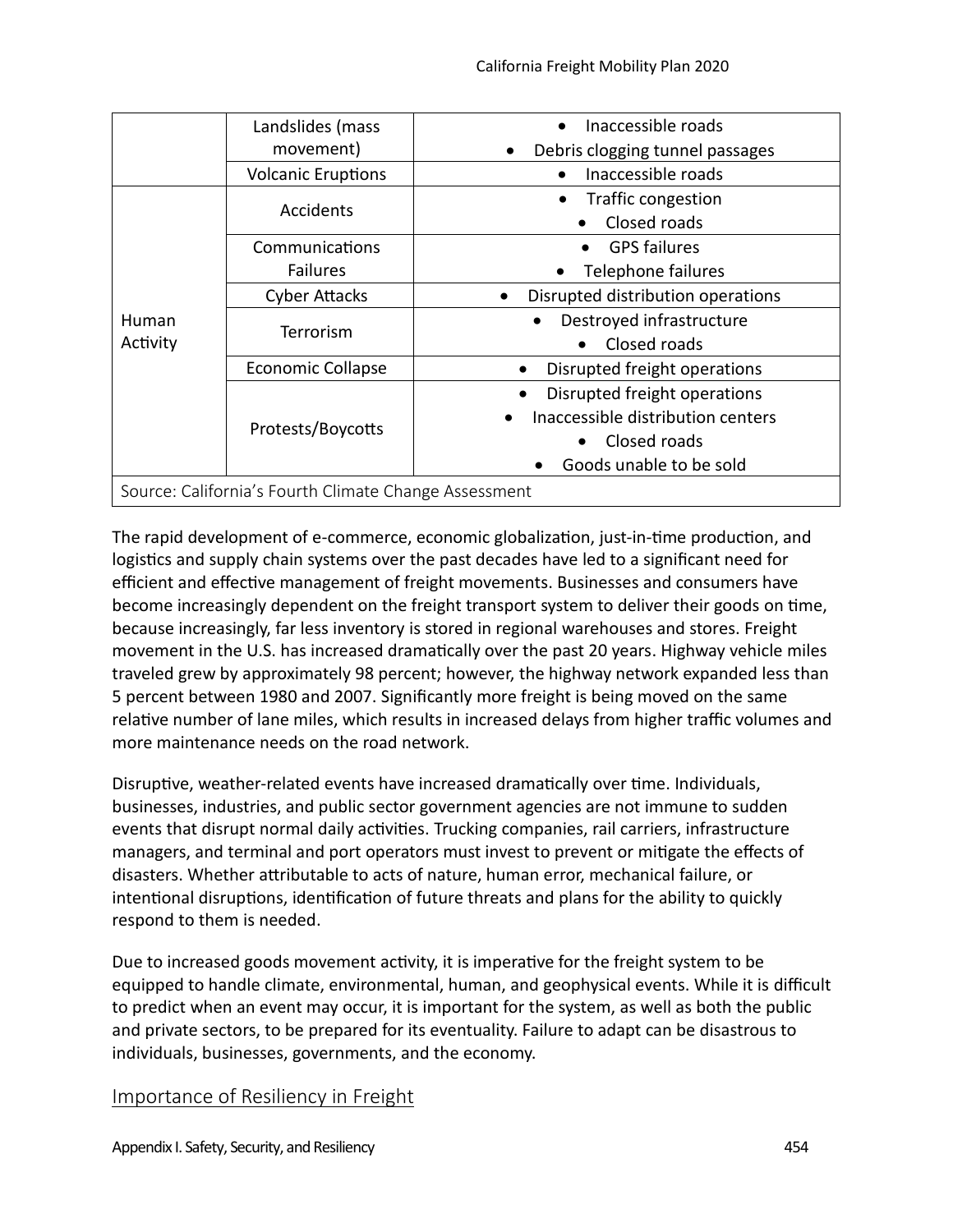| | | |
|---|---|---|
| | Landslides (mass movement) | • Inaccessible roads<br>• Debris clogging tunnel passages |
| | Volcanic Eruptions | • Inaccessible roads |
| Human Activity | Accidents | • Traffic congestion<br>• Closed roads |
| | Communications Failures | • GPS failures<br>• Telephone failures |
| | Cyber Attacks | • Disrupted distribution operations |
| | Terrorism | • Destroyed infrastructure<br>• Closed roads |
| | Economic Collapse | • Disrupted freight operations |
| | Protests/Boycotts | • Disrupted freight operations<br>• Inaccessible distribution centers<br>• Closed roads<br>• Goods unable to be sold |
| Source: California's Fourth Climate Change Assessment | | |

The rapid development of e-commerce, economic globalization, just-in-time production, and logistics and supply chain systems over the past decades have led to a significant need for efficient and effective management of freight movements. Businesses and consumers have become increasingly dependent on the freight transport system to deliver their goods on time, because increasingly, far less inventory is stored in regional warehouses and stores. Freight movement in the U.S. has increased dramatically over the past 20 years. Highway vehicle miles traveled grew by approximately 98 percent; however, the highway network expanded less than 5 percent between 1980 and 2007. Significantly more freight is being moved on the same relative number of lane miles, which results in increased delays from higher traffic volumes and more maintenance needs on the road network.

Disruptive, weather-related events have increased dramatically over time. Individuals, businesses, industries, and public sector government agencies are not immune to sudden events that disrupt normal daily activities. Trucking companies, rail carriers, infrastructure managers, and terminal and port operators must invest to prevent or mitigate the effects of disasters. Whether attributable to acts of nature, human error, mechanical failure, or intentional disruptions, identification of future threats and plans for the ability to quickly respond to them is needed.

Due to increased goods movement activity, it is imperative for the freight system to be equipped to handle climate, environmental, human, and geophysical events. While it is difficult to predict when an event may occur, it is important for the system, as well as both the public and private sectors, to be prepared for its eventuality. Failure to adapt can be disastrous to individuals, businesses, governments, and the economy.

## Importance of Resiliency in Freight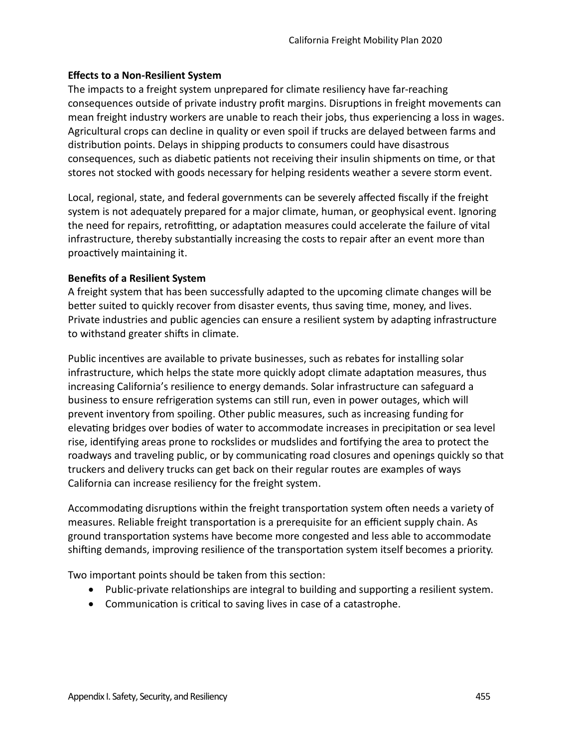**Effects to a Non-Resilient System**

The impacts to a freight system unprepared for climate resiliency have far-reaching consequences outside of private industry profit margins. Disruptions in freight movements can mean freight industry workers are unable to reach their jobs, thus experiencing a loss in wages. Agricultural crops can decline in quality or even spoil if trucks are delayed between farms and distribution points. Delays in shipping products to consumers could have disastrous consequences, such as diabetic patients not receiving their insulin shipments on time, or that stores not stocked with goods necessary for helping residents weather a severe storm event.

Local, regional, state, and federal governments can be severely affected fiscally if the freight system is not adequately prepared for a major climate, human, or geophysical event. Ignoring the need for repairs, retrofitting, or adaptation measures could accelerate the failure of vital infrastructure, thereby substantially increasing the costs to repair after an event more than proactively maintaining it.

**Benefits of a Resilient System**

A freight system that has been successfully adapted to the upcoming climate changes will be better suited to quickly recover from disaster events, thus saving time, money, and lives. Private industries and public agencies can ensure a resilient system by adapting infrastructure to withstand greater shifts in climate.

Public incentives are available to private businesses, such as rebates for installing solar infrastructure, which helps the state more quickly adopt climate adaptation measures, thus increasing California's resilience to energy demands. Solar infrastructure can safeguard a business to ensure refrigeration systems can still run, even in power outages, which will prevent inventory from spoiling. Other public measures, such as increasing funding for elevating bridges over bodies of water to accommodate increases in precipitation or sea level rise, identifying areas prone to rockslides or mudslides and fortifying the area to protect the roadways and traveling public, or by communicating road closures and openings quickly so that truckers and delivery trucks can get back on their regular routes are examples of ways California can increase resiliency for the freight system.

Accommodating disruptions within the freight transportation system often needs a variety of measures. Reliable freight transportation is a prerequisite for an efficient supply chain. As ground transportation systems have become more congested and less able to accommodate shifting demands, improving resilience of the transportation system itself becomes a priority.

Two important points should be taken from this section:

- Public-private relationships are integral to building and supporting a resilient system.
- Communication is critical to saving lives in case of a catastrophe.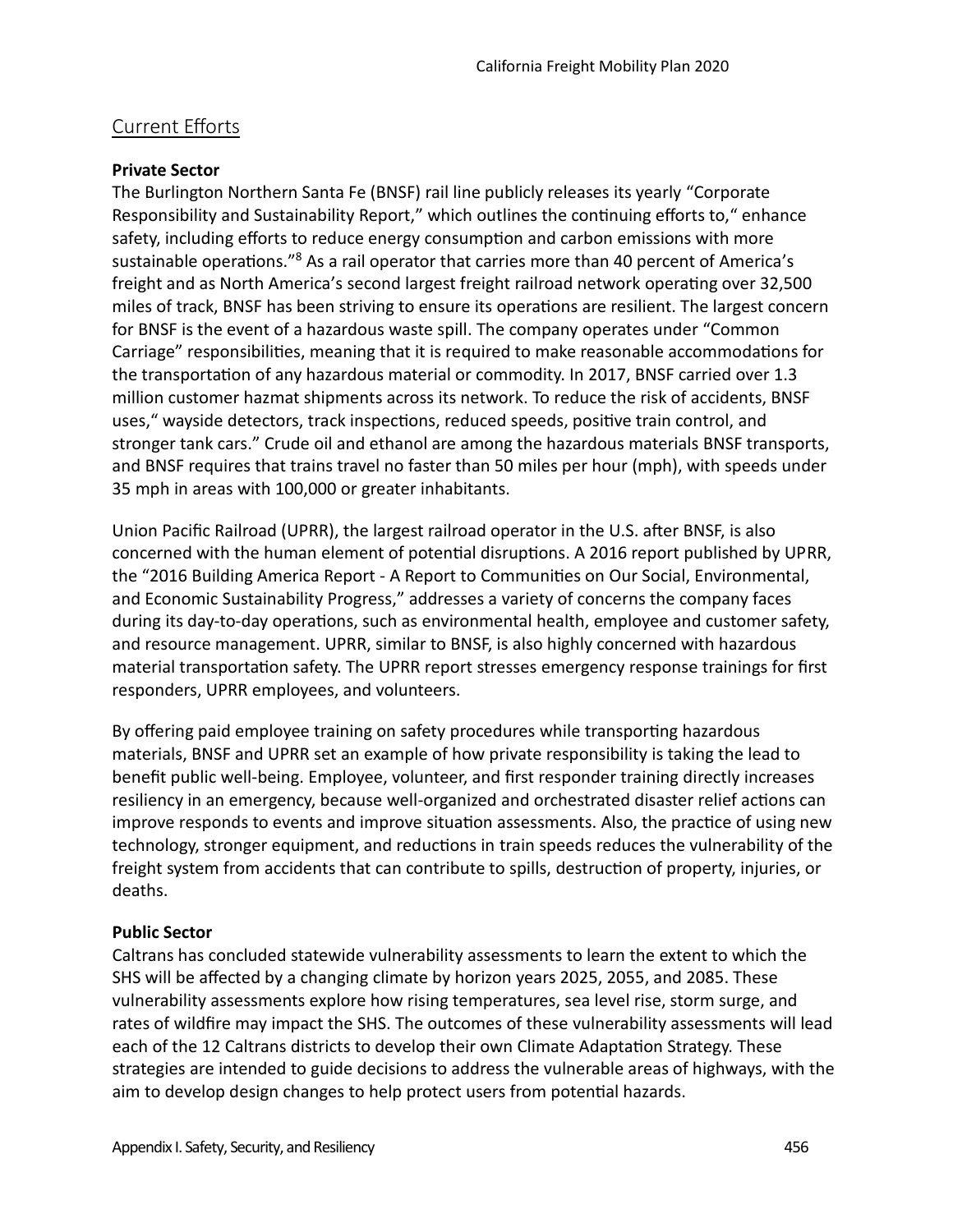## Current Efforts

**Private Sector**

The Burlington Northern Santa Fe (BNSF) rail line publicly releases its yearly "Corporate Responsibility and Sustainability Report," which outlines the continuing efforts to," enhance safety, including efforts to reduce energy consumption and carbon emissions with more sustainable operations."[8] As a rail operator that carries more than 40 percent of America's freight and as North America's second largest freight railroad network operating over 32,500 miles of track, BNSF has been striving to ensure its operations are resilient. The largest concern for BNSF is the event of a hazardous waste spill. The company operates under "Common Carriage" responsibilities, meaning that it is required to make reasonable accommodations for the transportation of any hazardous material or commodity. In 2017, BNSF carried over 1.3 million customer hazmat shipments across its network. To reduce the risk of accidents, BNSF uses," wayside detectors, track inspections, reduced speeds, positive train control, and stronger tank cars." Crude oil and ethanol are among the hazardous materials BNSF transports, and BNSF requires that trains travel no faster than 50 miles per hour (mph), with speeds under 35 mph in areas with 100,000 or greater inhabitants.

Union Pacific Railroad (UPRR), the largest railroad operator in the U.S. after BNSF, is also concerned with the human element of potential disruptions. A 2016 report published by UPRR, the "2016 Building America Report - A Report to Communities on Our Social, Environmental, and Economic Sustainability Progress," addresses a variety of concerns the company faces during its day-to-day operations, such as environmental health, employee and customer safety, and resource management. UPRR, similar to BNSF, is also highly concerned with hazardous material transportation safety. The UPRR report stresses emergency response trainings for first responders, UPRR employees, and volunteers.

By offering paid employee training on safety procedures while transporting hazardous materials, BNSF and UPRR set an example of how private responsibility is taking the lead to benefit public well-being. Employee, volunteer, and first responder training directly increases resiliency in an emergency, because well-organized and orchestrated disaster relief actions can improve responds to events and improve situation assessments. Also, the practice of using new technology, stronger equipment, and reductions in train speeds reduces the vulnerability of the freight system from accidents that can contribute to spills, destruction of property, injuries, or deaths.

**Public Sector**

Caltrans has concluded statewide vulnerability assessments to learn the extent to which the SHS will be affected by a changing climate by horizon years 2025, 2055, and 2085. These vulnerability assessments explore how rising temperatures, sea level rise, storm surge, and rates of wildfire may impact the SHS. The outcomes of these vulnerability assessments will lead each of the 12 Caltrans districts to develop their own Climate Adaptation Strategy. These strategies are intended to guide decisions to address the vulnerable areas of highways, with the aim to develop design changes to help protect users from potential hazards.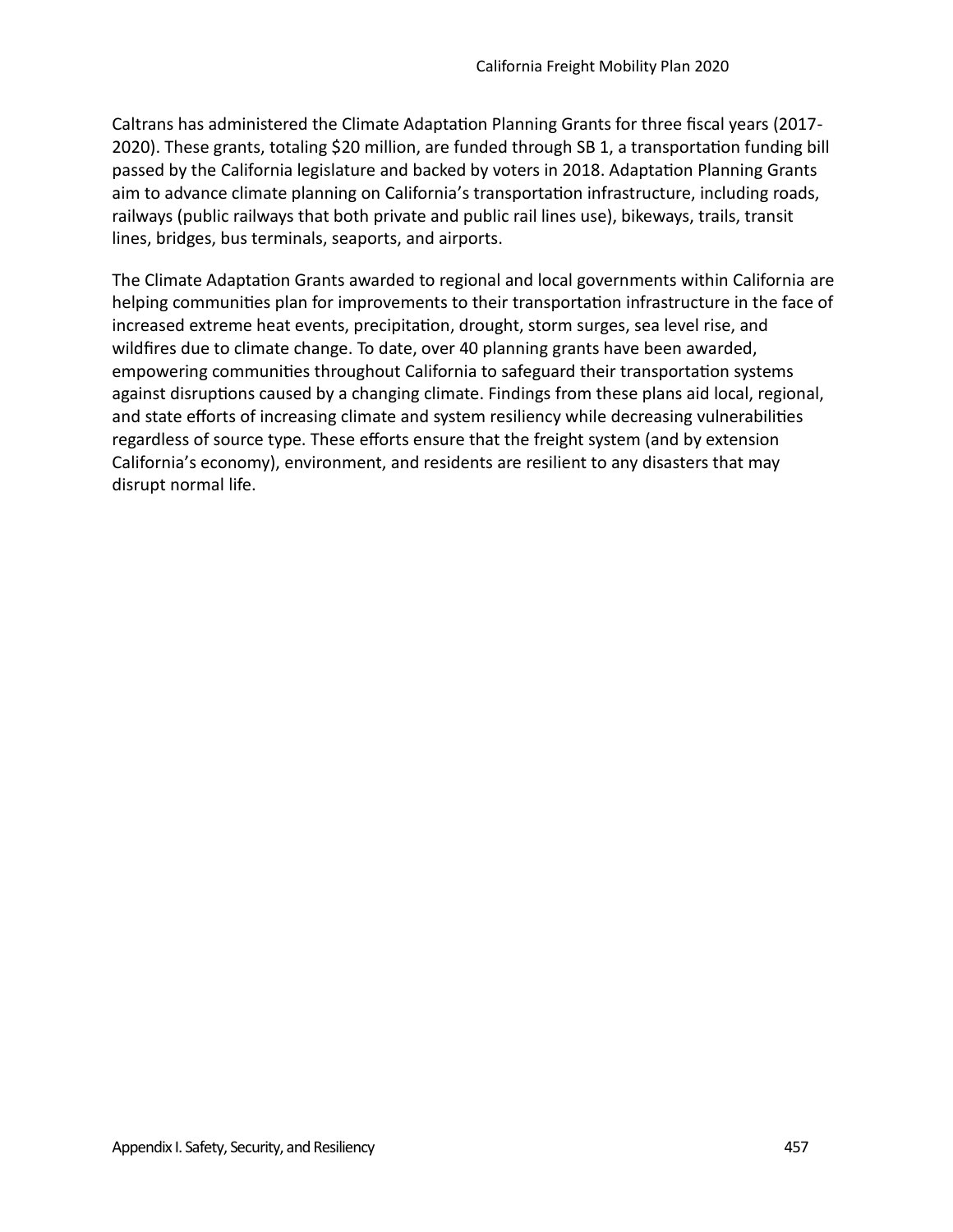Caltrans has administered the Climate Adaptation Planning Grants for three fiscal years (2017-2020). These grants, totaling $20 million, are funded through SB 1, a transportation funding bill passed by the California legislature and backed by voters in 2018. Adaptation Planning Grants aim to advance climate planning on California's transportation infrastructure, including roads, railways (public railways that both private and public rail lines use), bikeways, trails, transit lines, bridges, bus terminals, seaports, and airports.

The Climate Adaptation Grants awarded to regional and local governments within California are helping communities plan for improvements to their transportation infrastructure in the face of increased extreme heat events, precipitation, drought, storm surges, sea level rise, and wildfires due to climate change. To date, over 40 planning grants have been awarded, empowering communities throughout California to safeguard their transportation systems against disruptions caused by a changing climate. Findings from these plans aid local, regional, and state efforts of increasing climate and system resiliency while decreasing vulnerabilities regardless of source type. These efforts ensure that the freight system (and by extension California's economy), environment, and residents are resilient to any disasters that may disrupt normal life.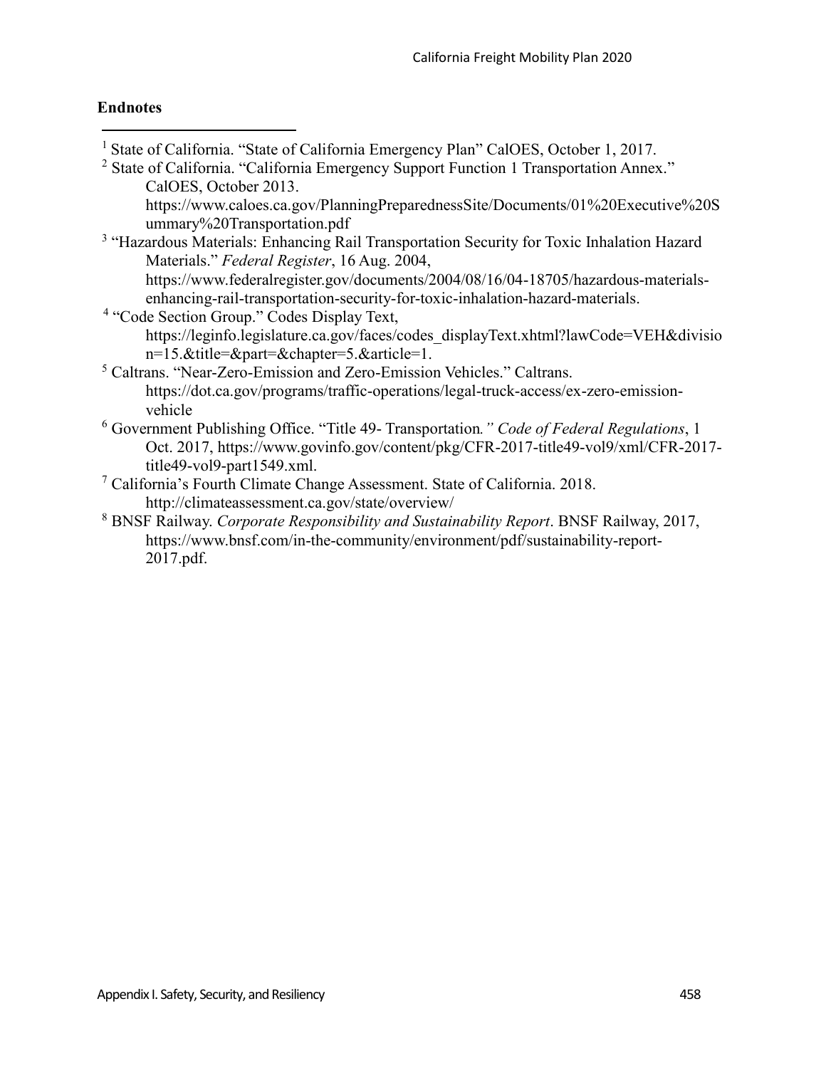**Endnotes**

[1] State of California. "State of California Emergency Plan" CalOES, October 1, 2017.

[2] State of California. "California Emergency Support Function 1 Transportation Annex." CalOES, October 2013. https://www.caloes.ca.gov/PlanningPreparednessSite/Documents/01%20Executive%20Summary%20Transportation.pdf

[3] "Hazardous Materials: Enhancing Rail Transportation Security for Toxic Inhalation Hazard Materials." *Federal Register*, 16 Aug. 2004, https://www.federalregister.gov/documents/2004/08/16/04-18705/hazardous-materials-enhancing-rail-transportation-security-for-toxic-inhalation-hazard-materials.

[4] "Code Section Group." Codes Display Text, https://leginfo.legislature.ca.gov/faces/codes_displayText.xhtml?lawCode=VEH&division=15.&title=&part=&chapter=5.&article=1.

[5] Caltrans. "Near-Zero-Emission and Zero-Emission Vehicles." Caltrans. https://dot.ca.gov/programs/traffic-operations/legal-truck-access/ex-zero-emission-vehicle

[6] Government Publishing Office. "Title 49- Transportation*." Code of Federal Regulations*, 1 Oct. 2017, https://www.govinfo.gov/content/pkg/CFR-2017-title49-vol9/xml/CFR-2017-title49-vol9-part1549.xml.

[7] California's Fourth Climate Change Assessment. State of California. 2018. http://climateassessment.ca.gov/state/overview/

[8] BNSF Railway. *Corporate Responsibility and Sustainability Report*. BNSF Railway, 2017, https://www.bnsf.com/in-the-community/environment/pdf/sustainability-report-2017.pdf.